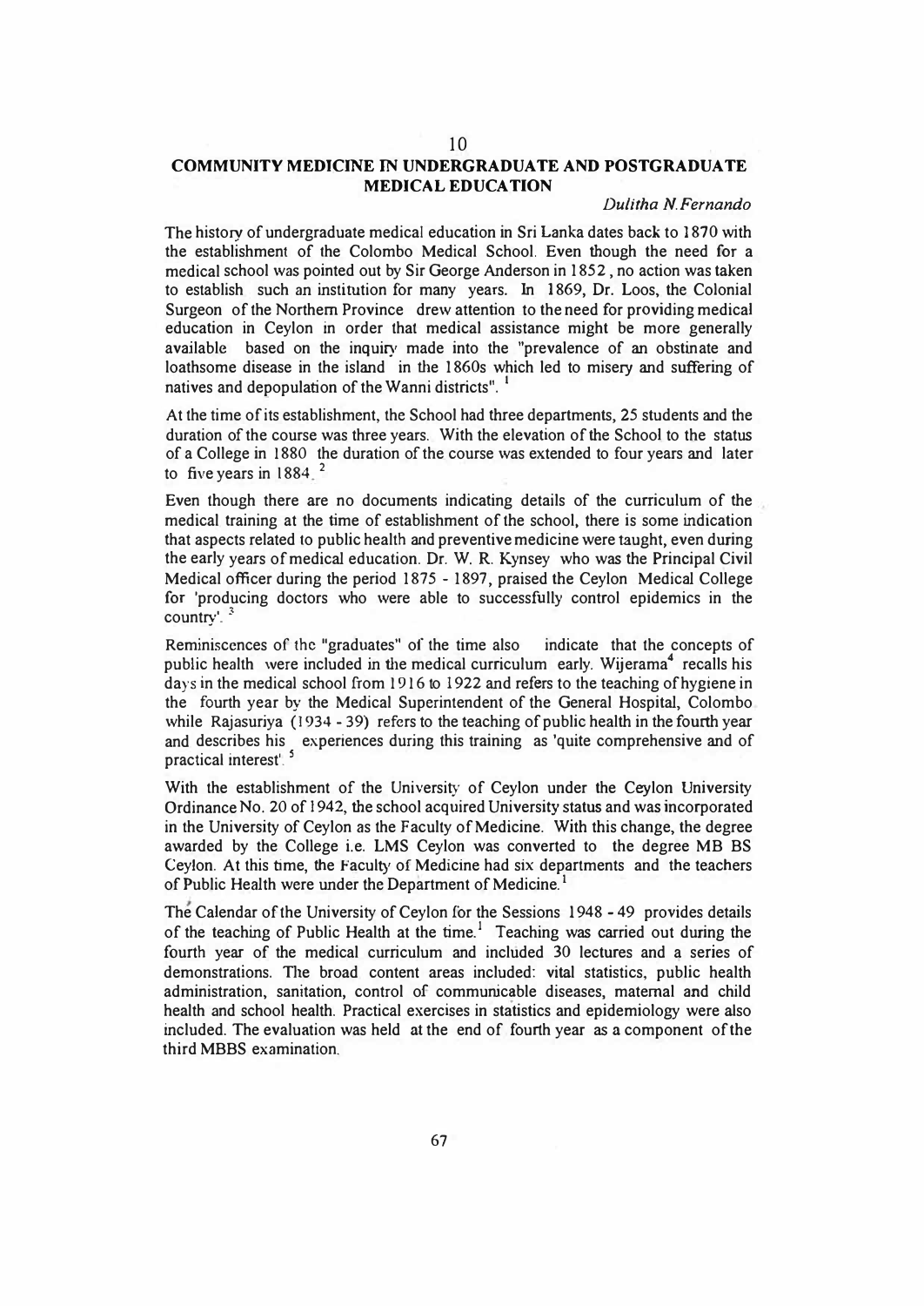# 10

## COMMUNITY MEDICINE IN UNDERGRADUATE AND POSTGRADUATE MEDICAL EDUCATION

*Dulitha N.Fernando*

The history of undergraduate medical education in Sri Lanka dates back to 1870 with the establishment of the Colombo Medical School. Even though the need for a medical school was pointed out by Sir George Anderson in 1852, no action was taken to establish such an institution for many years. In 1869, Dr. Loos, the Colonial Surgeon of the Northern Province drew attention to the need for providing medical education in Ceylon in order that medical assistance might be more generally available based on the inquiry made into the "prevalence of an obstinate and loathsome disease in the island in the 1860s which led to misery and suffering of natives and depopulation of the Wanni districts". [1]

At the time of its establishment, the School had three departments, 25 students and the duration of the course was three years. With the elevation of the School to the status of a College in 1880 the duration of the course was extended to four years and later to five years in 1884. [2]

Even though there are no documents indicating details of the curriculum of the medical training at the time of establishment of the school, there is some indication that aspects related to public health and preventive medicine were taught, even during the early years of medical education. Dr. W. R. Kynsey who was the Principal Civil Medical officer during the period 1875 - 1897, praised the Ceylon Medical College for 'producing doctors who were able to successfully control epidemics in the country'. [3]

Reminiscences of the "graduates" of the time also indicate that the concepts of public health were included in the medical curriculum early. Wijerama[4] recalls his days in the medical school from 1916 to 1922 and refers to the teaching of hygiene in the fourth year by the Medical Superintendent of the General Hospital, Colombo while Rajasuriya (1934 - 39) refers to the teaching of public health in the fourth year and describes his experiences during this training as 'quite comprehensive and of practical interest'. [5]

With the establishment of the University of Ceylon under the Ceylon University Ordinance No. 20 of 1942, the school acquired University status and was incorporated in the University of Ceylon as the Faculty of Medicine. With this change, the degree awarded by the College i.e. LMS Ceylon was converted to the degree MB BS Ceylon. At this time, the Faculty of Medicine had six departments and the teachers of Public Health were under the Department of Medicine.[1]

The Calendar of the University of Ceylon for the Sessions 1948 - 49 provides details of the teaching of Public Health at the time.[1] Teaching was carried out during the fourth year of the medical curriculum and included 30 lectures and a series of demonstrations. The broad content areas included: vital statistics, public health administration, sanitation, control of communicable diseases, maternal and child health and school health. Practical exercises in statistics and epidemiology were also included. The evaluation was held at the end of fourth year as a component of the third MBBS examination.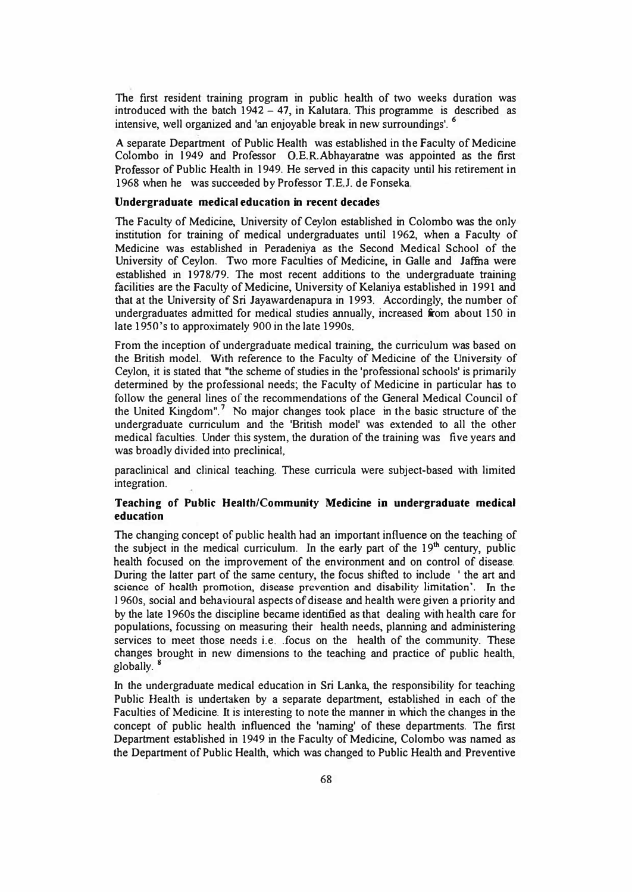The first resident training program in public health of two weeks duration was introduced with the batch 1942 – 47, in Kalutara. This programme is described as intensive, well organized and 'an enjoyable break in new surroundings'. [6]

A separate Department of Public Health was established in the Faculty of Medicine Colombo in 1949 and Professor O.E.R. Abhayaratne was appointed as the first Professor of Public Health in 1949. He served in this capacity until his retirement in 1968 when he was succeeded by Professor T.E.J. de Fonseka.

**Undergraduate medical education in recent decades**

The Faculty of Medicine, University of Ceylon established in Colombo was the only institution for training of medical undergraduates until 1962, when a Faculty of Medicine was established in Peradeniya as the Second Medical School of the University of Ceylon. Two more Faculties of Medicine, in Galle and Jaffna were established in 1978/79. The most recent additions to the undergraduate training facilities are the Faculty of Medicine, University of Kelaniya established in 1991 and that at the University of Sri Jayawardenapura in 1993. Accordingly, the number of undergraduates admitted for medical studies annually, increased from about 150 in late 1950's to approximately 900 in the late 1990s.

From the inception of undergraduate medical training, the curriculum was based on the British model. With reference to the Faculty of Medicine of the University of Ceylon, it is stated that "the scheme of studies in the 'professional schools' is primarily determined by the professional needs; the Faculty of Medicine in particular has to follow the general lines of the recommendations of the General Medical Council of the United Kingdom".[7] No major changes took place in the basic structure of the undergraduate curriculum and the 'British model' was extended to all the other medical faculties. Under this system, the duration of the training was five years and was broadly divided into preclinical, paraclinical and clinical teaching. These curricula were subject-based with limited integration.

**Teaching of Public Health/Community Medicine in undergraduate medical education**

The changing concept of public health had an important influence on the teaching of the subject in the medical curriculum. In the early part of the 19th century, public health focused on the improvement of the environment and on control of disease. During the latter part of the same century, the focus shifted to include ' the art and science of health promotion, disease prevention and disability limitation'. In the 1960s, social and behavioural aspects of disease and health were given a priority and by the late 1960s the discipline became identified as that dealing with health care for populations, focussing on measuring their health needs, planning and administering services to meet those needs i.e. focus on the health of the community. These changes brought in new dimensions to the teaching and practice of public health, globally. [8]

In the undergraduate medical education in Sri Lanka, the responsibility for teaching Public Health is undertaken by a separate department, established in each of the Faculties of Medicine. It is interesting to note the manner in which the changes in the concept of public health influenced the 'naming' of these departments. The first Department established in 1949 in the Faculty of Medicine, Colombo was named as the Department of Public Health, which was changed to Public Health and Preventive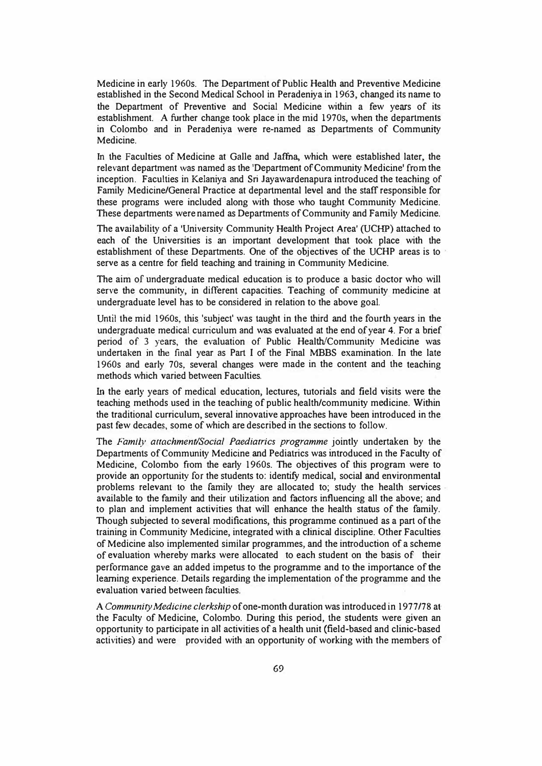Medicine in early 1960s. The Department of Public Health and Preventive Medicine established in the Second Medical School in Peradeniya in 1963, changed its name to the Department of Preventive and Social Medicine within a few years of its establishment. A further change took place in the mid 1970s, when the departments in Colombo and in Peradeniya were re-named as Departments of Community Medicine.

In the Faculties of Medicine at Galle and Jaffna, which were established later, the relevant department was named as the 'Department of Community Medicine' from the inception. Faculties in Kelaniya and Sri Jayawardenapura introduced the teaching of Family Medicine/General Practice at departmental level and the staff responsible for these programs were included along with those who taught Community Medicine. These departments were named as Departments of Community and Family Medicine.

The availability of a 'University Community Health Project Area' (UCHP) attached to each of the Universities is an important development that took place with the establishment of these Departments. One of the objectives of the UCHP areas is to serve as a centre for field teaching and training in Community Medicine.

The aim of undergraduate medical education is to produce a basic doctor who will serve the community, in different capacities. Teaching of community medicine at undergraduate level has to be considered in relation to the above goal.

Until the mid 1960s, this 'subject' was taught in the third and the fourth years in the undergraduate medical curriculum and was evaluated at the end of year 4. For a brief period of 3 years, the evaluation of Public Health/Community Medicine was undertaken in the final year as Part I of the Final MBBS examination. In the late 1960s and early 70s, several changes were made in the content and the teaching methods which varied between Faculties.

In the early years of medical education, lectures, tutorials and field visits were the teaching methods used in the teaching of public health/community medicine. Within the traditional curriculum, several innovative approaches have been introduced in the past few decades, some of which are described in the sections to follow.

The *Family attachment/Social Paediatrics programme* jointly undertaken by the Departments of Community Medicine and Pediatrics was introduced in the Faculty of Medicine, Colombo from the early 1960s. The objectives of this program were to provide an opportunity for the students to: identify medical, social and environmental problems relevant to the family they are allocated to; study the health services available to the family and their utilization and factors influencing all the above; and to plan and implement activities that will enhance the health status of the family. Though subjected to several modifications, this programme continued as a part of the training in Community Medicine, integrated with a clinical discipline. Other Faculties of Medicine also implemented similar programmes, and the introduction of a scheme of evaluation whereby marks were allocated to each student on the basis of their performance gave an added impetus to the programme and to the importance of the learning experience. Details regarding the implementation of the programme and the evaluation varied between faculties.

A *Community Medicine clerkship* of one-month duration was introduced in 1977/78 at the Faculty of Medicine, Colombo. During this period, the students were given an opportunity to participate in all activities of a health unit (field-based and clinic-based activities) and were provided with an opportunity of working with the members of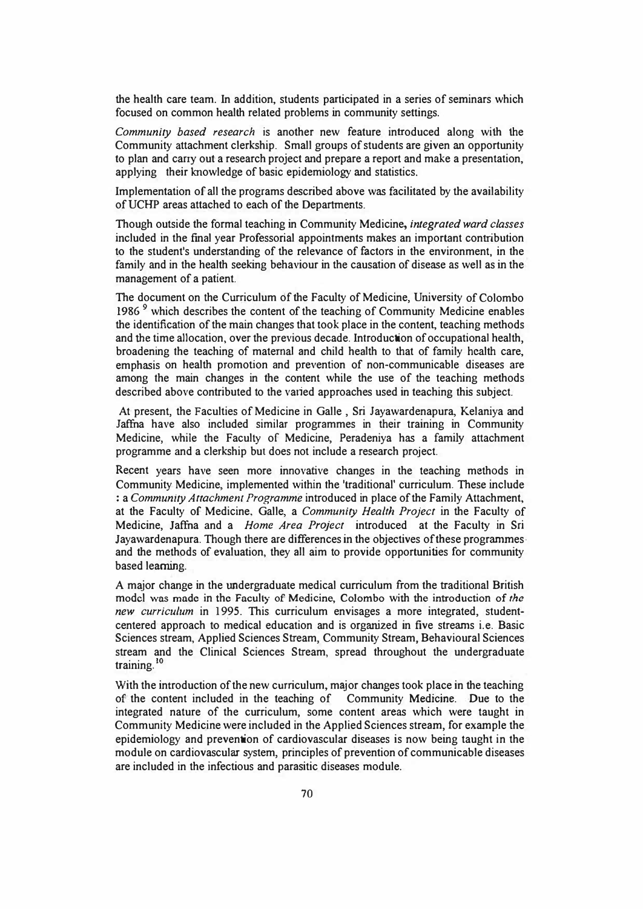the health care team. In addition, students participated in a series of seminars which focused on common health related problems in community settings.

*Community based research* is another new feature introduced along with the Community attachment clerkship. Small groups of students are given an opportunity to plan and carry out a research project and prepare a report and make a presentation, applying their knowledge of basic epidemiology and statistics.

Implementation of all the programs described above was facilitated by the availability of UCHP areas attached to each of the Departments.

Though outside the formal teaching in Community Medicine, *integrated ward classes* included in the final year Professorial appointments makes an important contribution to the student's understanding of the relevance of factors in the environment, in the family and in the health seeking behaviour in the causation of disease as well as in the management of a patient.

The document on the Curriculum of the Faculty of Medicine, University of Colombo 1986 [9] which describes the content of the teaching of Community Medicine enables the identification of the main changes that took place in the content, teaching methods and the time allocation, over the previous decade. Introduction of occupational health, broadening the teaching of maternal and child health to that of family health care, emphasis on health promotion and prevention of non-communicable diseases are among the main changes in the content while the use of the teaching methods described above contributed to the varied approaches used in teaching this subject.

At present, the Faculties of Medicine in Galle, Sri Jayawardenapura, Kelaniya and Jaffna have also included similar programmes in their training in Community Medicine, while the Faculty of Medicine, Peradeniya has a family attachment programme and a clerkship but does not include a research project.

Recent years have seen more innovative changes in the teaching methods in Community Medicine, implemented within the 'traditional' curriculum. These include : a *Community Attachment Programme* introduced in place of the Family Attachment, at the Faculty of Medicine, Galle, a *Community Health Project* in the Faculty of Medicine, Jaffna and a *Home Area Project* introduced at the Faculty in Sri Jayawardenapura. Though there are differences in the objectives of these programmes and the methods of evaluation, they all aim to provide opportunities for community based learning.

A major change in the undergraduate medical curriculum from the traditional British model was made in the Faculty of Medicine, Colombo with the introduction of *the new curriculum* in 1995. This curriculum envisages a more integrated, student-centered approach to medical education and is organized in five streams i.e. Basic Sciences stream, Applied Sciences Stream, Community Stream, Behavioural Sciences stream and the Clinical Sciences Stream, spread throughout the undergraduate training.[10]

With the introduction of the new curriculum, major changes took place in the teaching of the content included in the teaching of Community Medicine. Due to the integrated nature of the curriculum, some content areas which were taught in Community Medicine were included in the Applied Sciences stream, for example the epidemiology and prevention of cardiovascular diseases is now being taught in the module on cardiovascular system, principles of prevention of communicable diseases are included in the infectious and parasitic diseases module.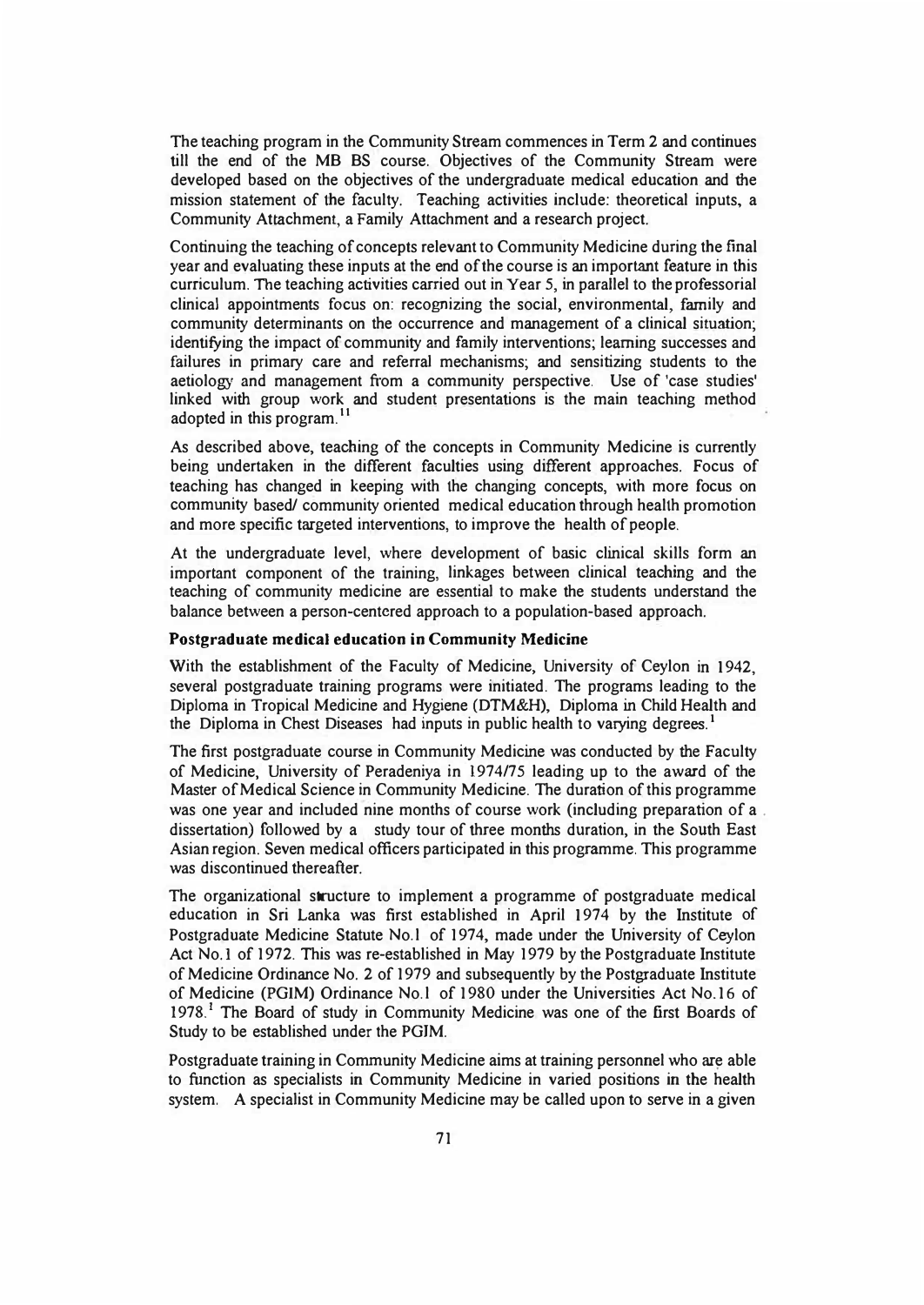The teaching program in the Community Stream commences in Term 2 and continues till the end of the MB BS course. Objectives of the Community Stream were developed based on the objectives of the undergraduate medical education and the mission statement of the faculty. Teaching activities include: theoretical inputs, a Community Attachment, a Family Attachment and a research project.

Continuing the teaching of concepts relevant to Community Medicine during the final year and evaluating these inputs at the end of the course is an important feature in this curriculum. The teaching activities carried out in Year 5, in parallel to the professorial clinical appointments focus on: recognizing the social, environmental, family and community determinants on the occurrence and management of a clinical situation; identifying the impact of community and family interventions; learning successes and failures in primary care and referral mechanisms; and sensitizing students to the aetiology and management from a community perspective. Use of 'case studies' linked with group work and student presentations is the main teaching method adopted in this program.[11]

As described above, teaching of the concepts in Community Medicine is currently being undertaken in the different faculties using different approaches. Focus of teaching has changed in keeping with the changing concepts, with more focus on community based/ community oriented medical education through health promotion and more specific targeted interventions, to improve the health of people.

At the undergraduate level, where development of basic clinical skills form an important component of the training, linkages between clinical teaching and the teaching of community medicine are essential to make the students understand the balance between a person-centered approach to a population-based approach.

**Postgraduate medical education in Community Medicine**

With the establishment of the Faculty of Medicine, University of Ceylon in 1942, several postgraduate training programs were initiated. The programs leading to the Diploma in Tropical Medicine and Hygiene (DTM&H), Diploma in Child Health and the Diploma in Chest Diseases had inputs in public health to varying degrees.[1]

The first postgraduate course in Community Medicine was conducted by the Faculty of Medicine, University of Peradeniya in 1974/75 leading up to the award of the Master of Medical Science in Community Medicine. The duration of this programme was one year and included nine months of course work (including preparation of a dissertation) followed by a study tour of three months duration, in the South East Asian region. Seven medical officers participated in this programme. This programme was discontinued thereafter.

The organizational structure to implement a programme of postgraduate medical education in Sri Lanka was first established in April 1974 by the Institute of Postgraduate Medicine Statute No.1 of 1974, made under the University of Ceylon Act No.1 of 1972. This was re-established in May 1979 by the Postgraduate Institute of Medicine Ordinance No. 2 of 1979 and subsequently by the Postgraduate Institute of Medicine (PGIM) Ordinance No.1 of 1980 under the Universities Act No.16 of 1978.[1] The Board of study in Community Medicine was one of the first Boards of Study to be established under the PGIM.

Postgraduate training in Community Medicine aims at training personnel who are able to function as specialists in Community Medicine in varied positions in the health system. A specialist in Community Medicine may be called upon to serve in a given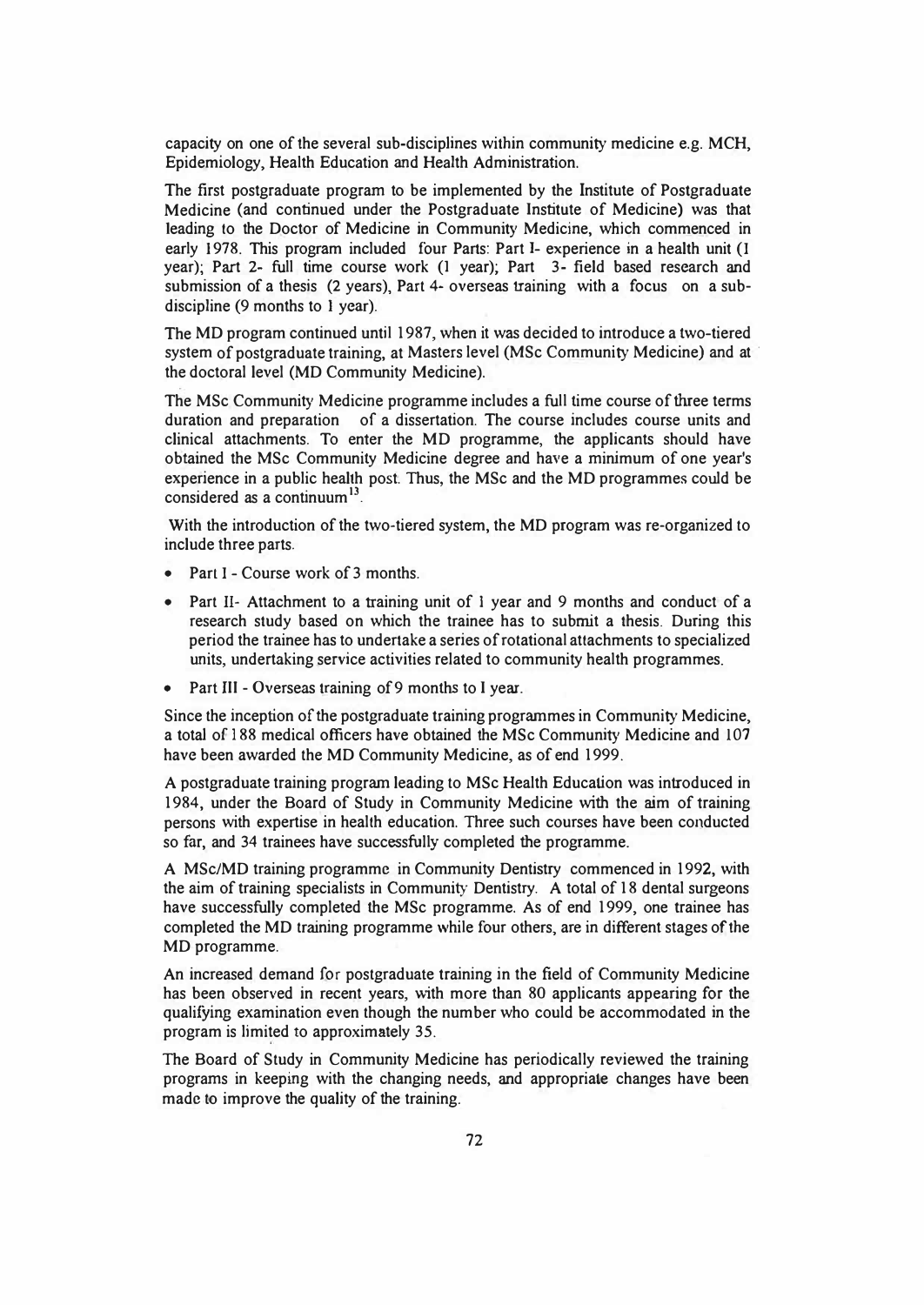capacity on one of the several sub-disciplines within community medicine e.g. MCH, Epidemiology, Health Education and Health Administration.

The first postgraduate program to be implemented by the Institute of Postgraduate Medicine (and continued under the Postgraduate Institute of Medicine) was that leading to the Doctor of Medicine in Community Medicine, which commenced in early 1978. This program included four Parts: Part I- experience in a health unit (1 year); Part 2- full time course work (1 year); Part 3- field based research and submission of a thesis (2 years), Part 4- overseas training with a focus on a sub-discipline (9 months to 1 year).

The MD program continued until 1987, when it was decided to introduce a two-tiered system of postgraduate training, at Masters level (MSc Community Medicine) and at the doctoral level (MD Community Medicine).

The MSc Community Medicine programme includes a full time course of three terms duration and preparation of a dissertation. The course includes course units and clinical attachments. To enter the MD programme, the applicants should have obtained the MSc Community Medicine degree and have a minimum of one year's experience in a public health post. Thus, the MSc and the MD programmes could be considered as a continuum[13].

With the introduction of the two-tiered system, the MD program was re-organized to include three parts.

- Part I - Course work of 3 months.
- Part II- Attachment to a training unit of 1 year and 9 months and conduct of a research study based on which the trainee has to submit a thesis. During this period the trainee has to undertake a series of rotational attachments to specialized units, undertaking service activities related to community health programmes.
- Part III - Overseas training of 9 months to 1 year.

Since the inception of the postgraduate training programmes in Community Medicine, a total of 188 medical officers have obtained the MSc Community Medicine and 107 have been awarded the MD Community Medicine, as of end 1999.

A postgraduate training program leading to MSc Health Education was introduced in 1984, under the Board of Study in Community Medicine with the aim of training persons with expertise in health education. Three such courses have been conducted so far, and 34 trainees have successfully completed the programme.

A MSc/MD training programme in Community Dentistry commenced in 1992, with the aim of training specialists in Community Dentistry. A total of 18 dental surgeons have successfully completed the MSc programme. As of end 1999, one trainee has completed the MD training programme while four others, are in different stages of the MD programme.

An increased demand for postgraduate training in the field of Community Medicine has been observed in recent years, with more than 80 applicants appearing for the qualifying examination even though the number who could be accommodated in the program is limited to approximately 35.

The Board of Study in Community Medicine has periodically reviewed the training programs in keeping with the changing needs, and appropriate changes have been made to improve the quality of the training.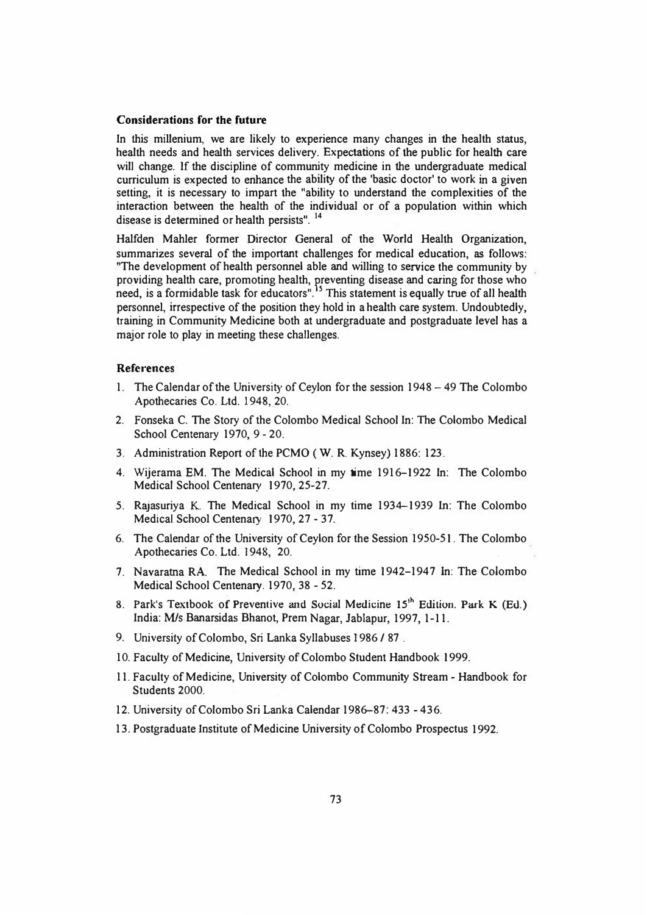### Considerations for the future

In this millenium, we are likely to experience many changes in the health status, health needs and health services delivery. Expectations of the public for health care will change. If the discipline of community medicine in the undergraduate medical curriculum is expected to enhance the ability of the 'basic doctor' to work in a given setting, it is necessary to impart the "ability to understand the complexities of the interaction between the health of the individual or of a population within which disease is determined or health persists". [14]

Halfden Mahler former Director General of the World Health Organization, summarizes several of the important challenges for medical education, as follows: "The development of health personnel able and willing to service the community by providing health care, promoting health, preventing disease and caring for those who need, is a formidable task for educators". [15] This statement is equally true of all health personnel, irrespective of the position they hold in a health care system. Undoubtedly, training in Community Medicine both at undergraduate and postgraduate level has a major role to play in meeting these challenges.

### References

1. The Calendar of the University of Ceylon for the session 1948 – 49 The Colombo Apothecaries Co. Ltd. 1948, 20.
2. Fonseka C. The Story of the Colombo Medical School In: The Colombo Medical School Centenary 1970, 9 - 20.
3. Administration Report of the PCMO ( W. R. Kynsey) 1886: 123.
4. Wijerama EM. The Medical School in my time 1916–1922 In: The Colombo Medical School Centenary 1970, 25-27.
5. Rajasuriya K. The Medical School in my time 1934–1939 In: The Colombo Medical School Centenary 1970, 27 - 37.
6. The Calendar of the University of Ceylon for the Session 1950-51. The Colombo Apothecaries Co. Ltd. 1948, 20.
7. Navaratna RA. The Medical School in my time 1942–1947 In: The Colombo Medical School Centenary. 1970, 38 - 52.
8. Park's Textbook of Preventive and Social Medicine 15th Edition. Park K (Ed.) India: M/s Banarsidas Bhanot, Prem Nagar, Jablapur, 1997, 1-11.
9. University of Colombo, Sri Lanka Syllabuses 1986 / 87 .
10. Faculty of Medicine, University of Colombo Student Handbook 1999.
11. Faculty of Medicine, University of Colombo Community Stream - Handbook for Students 2000.
12. University of Colombo Sri Lanka Calendar 1986–87: 433 - 436.
13. Postgraduate Institute of Medicine University of Colombo Prospectus 1992.